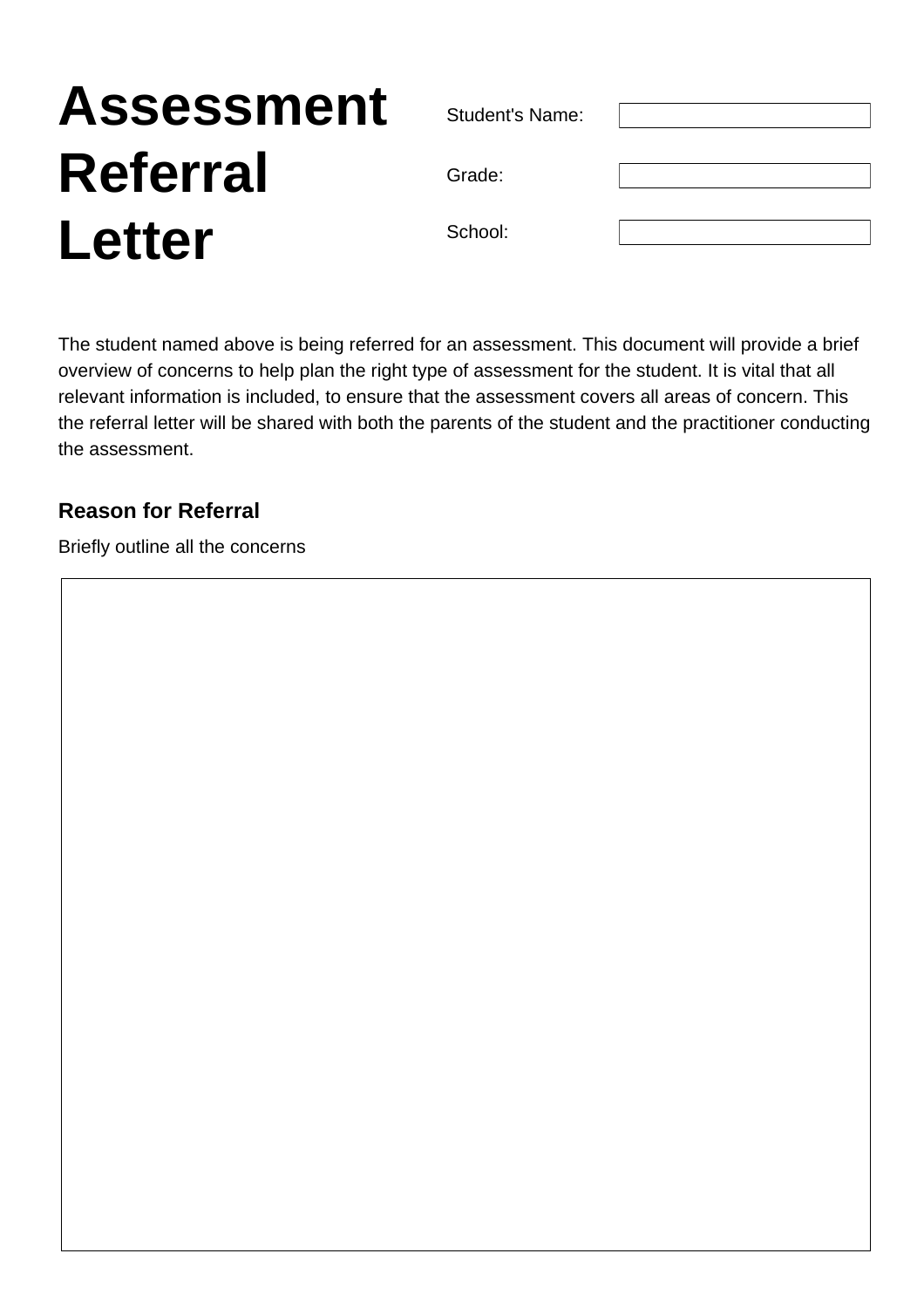# Assessment Referral Letter

| Student's Name: | |
|---|---|
| Grade: | |
| School: | |

The student named above is being referred for an assessment. This document will provide a brief overview of concerns to help plan the right type of assessment for the student. It is vital that all relevant information is included, to ensure that the assessment covers all areas of concern. This the referral letter will be shared with both the parents of the student and the practitioner conducting the assessment.

### Reason for Referral

Briefly outline all the concerns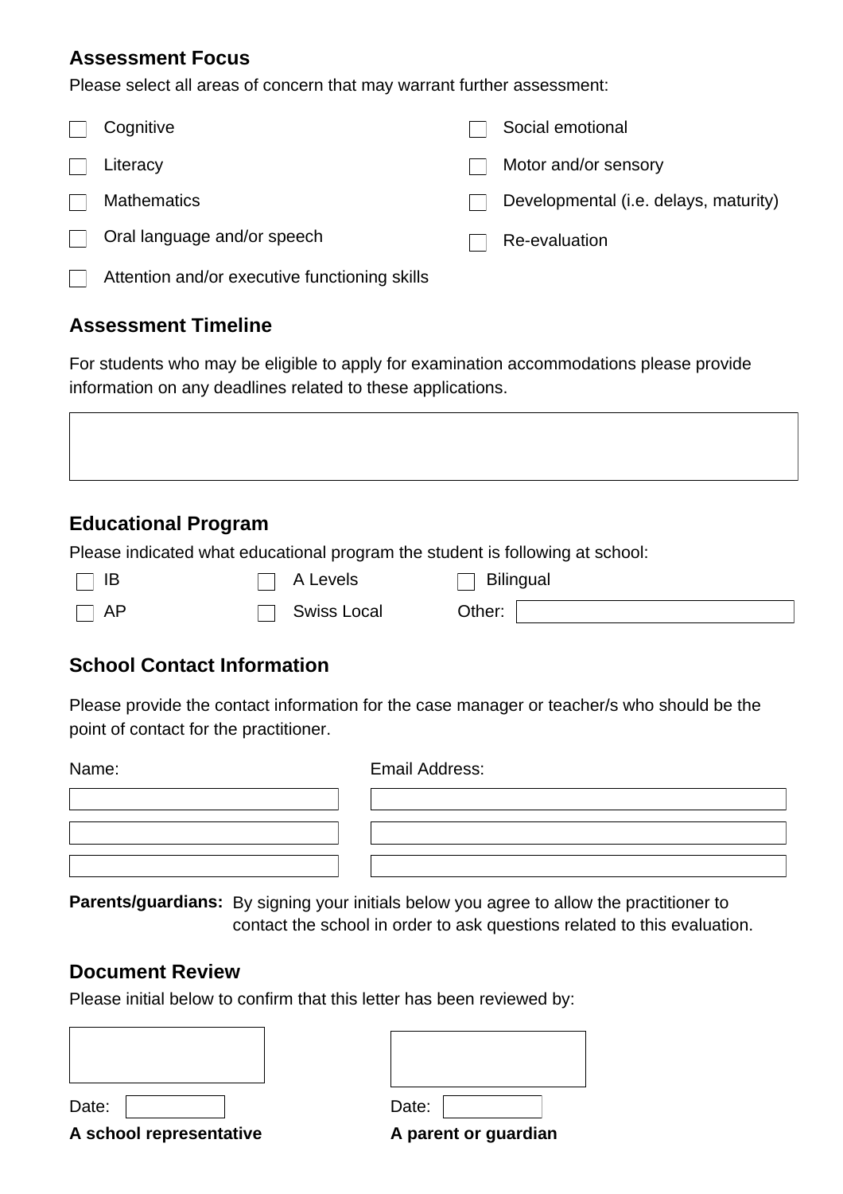## Assessment Focus

Please select all areas of concern that may warrant further assessment:

- [ ] Cognitive
- [ ] Literacy
- [ ] Mathematics
- [ ] Oral language and/or speech
- [ ] Attention and/or executive functioning skills
- [ ] Social emotional
- [ ] Motor and/or sensory
- [ ] Developmental (i.e. delays, maturity)
- [ ] Re-evaluation

## Assessment Timeline

For students who may be eligible to apply for examination accommodations please provide information on any deadlines related to these applications.

## Educational Program

Please indicated what educational program the student is following at school:

- [ ] IB
- [ ] A Levels
- [ ] Bilingual
- [ ] AP
- [ ] Swiss Local

Other:

## School Contact Information

Please provide the contact information for the case manager or teacher/s who should be the point of contact for the practitioner.

| Name: | Email Address: |
|---|---|
| | |
| | |
| | |

**Parents/guardians:** By signing your initials below you agree to allow the practitioner to contact the school in order to ask questions related to this evaluation.

## Document Review

Please initial below to confirm that this letter has been reviewed by:

Date:

**A school representative**

Date:

**A parent or guardian**